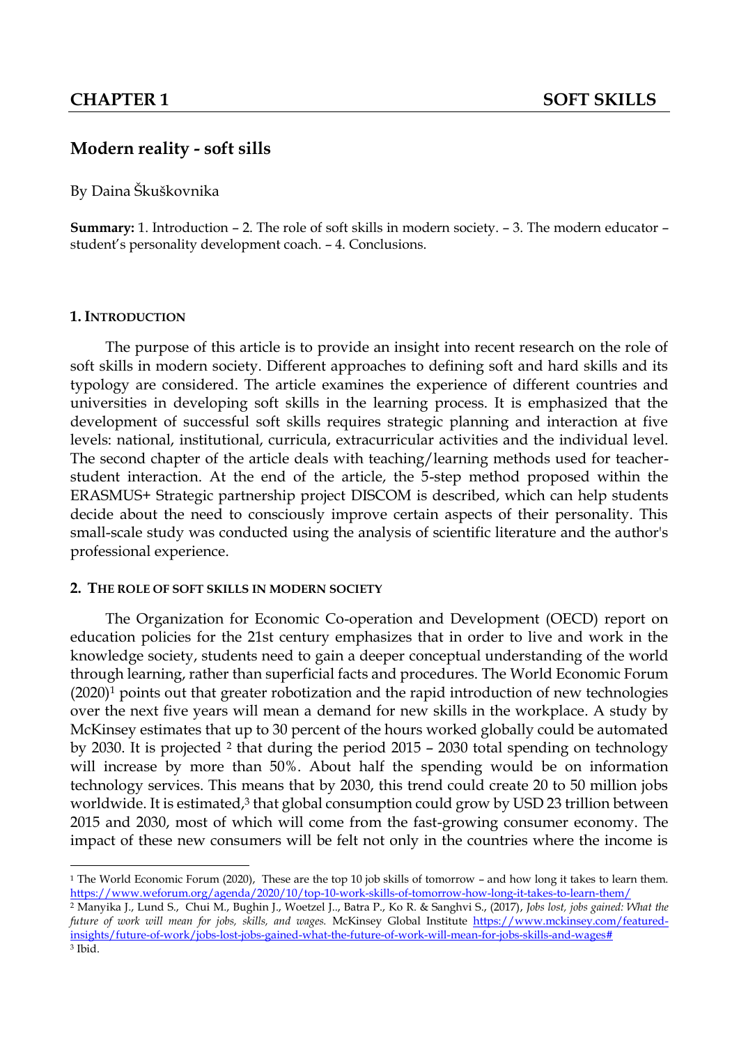# Modern reality - soft sills

By Daina Škuškovnika

**Summary:** 1. Introduction – 2. The role of soft skills in modern society. – 3. The modern educator – student's personality development coach. – 4. Conclusions.

## 1. Introduction

The purpose of this article is to provide an insight into recent research on the role of soft skills in modern society. Different approaches to defining soft and hard skills and its typology are considered. The article examines the experience of different countries and universities in developing soft skills in the learning process. It is emphasized that the development of successful soft skills requires strategic planning and interaction at five levels: national, institutional, curricula, extracurricular activities and the individual level. The second chapter of the article deals with teaching/learning methods used for teacher-student interaction. At the end of the article, the 5-step method proposed within the ERASMUS+ Strategic partnership project DISCOM is described, which can help students decide about the need to consciously improve certain aspects of their personality. This small-scale study was conducted using the analysis of scientific literature and the author's professional experience.

## 2. The role of soft skills in modern society

The Organization for Economic Co-operation and Development (OECD) report on education policies for the 21st century emphasizes that in order to live and work in the knowledge society, students need to gain a deeper conceptual understanding of the world through learning, rather than superficial facts and procedures. The World Economic Forum (2020)[1] points out that greater robotization and the rapid introduction of new technologies over the next five years will mean a demand for new skills in the workplace. A study by McKinsey estimates that up to 30 percent of the hours worked globally could be automated by 2030. It is projected [2] that during the period 2015 – 2030 total spending on technology will increase by more than 50%. About half the spending would be on information technology services. This means that by 2030, this trend could create 20 to 50 million jobs worldwide. It is estimated,[3] that global consumption could grow by USD 23 trillion between 2015 and 2030, most of which will come from the fast-growing consumer economy. The impact of these new consumers will be felt not only in the countries where the income is

---

[1] The World Economic Forum (2020), These are the top 10 job skills of tomorrow – and how long it takes to learn them. https://www.weforum.org/agenda/2020/10/top-10-work-skills-of-tomorrow-how-long-it-takes-to-learn-them/

[2] Manyika J., Lund S., Chui M., Bughin J., Woetzel J.., Batra P., Ko R. & Sanghvi S., (2017), *Jobs lost, jobs gained: What the future of work will mean for jobs, skills, and wages.* McKinsey Global Institute https://www.mckinsey.com/featured-insights/future-of-work/jobs-lost-jobs-gained-what-the-future-of-work-will-mean-for-jobs-skills-and-wages#

[3] Ibid.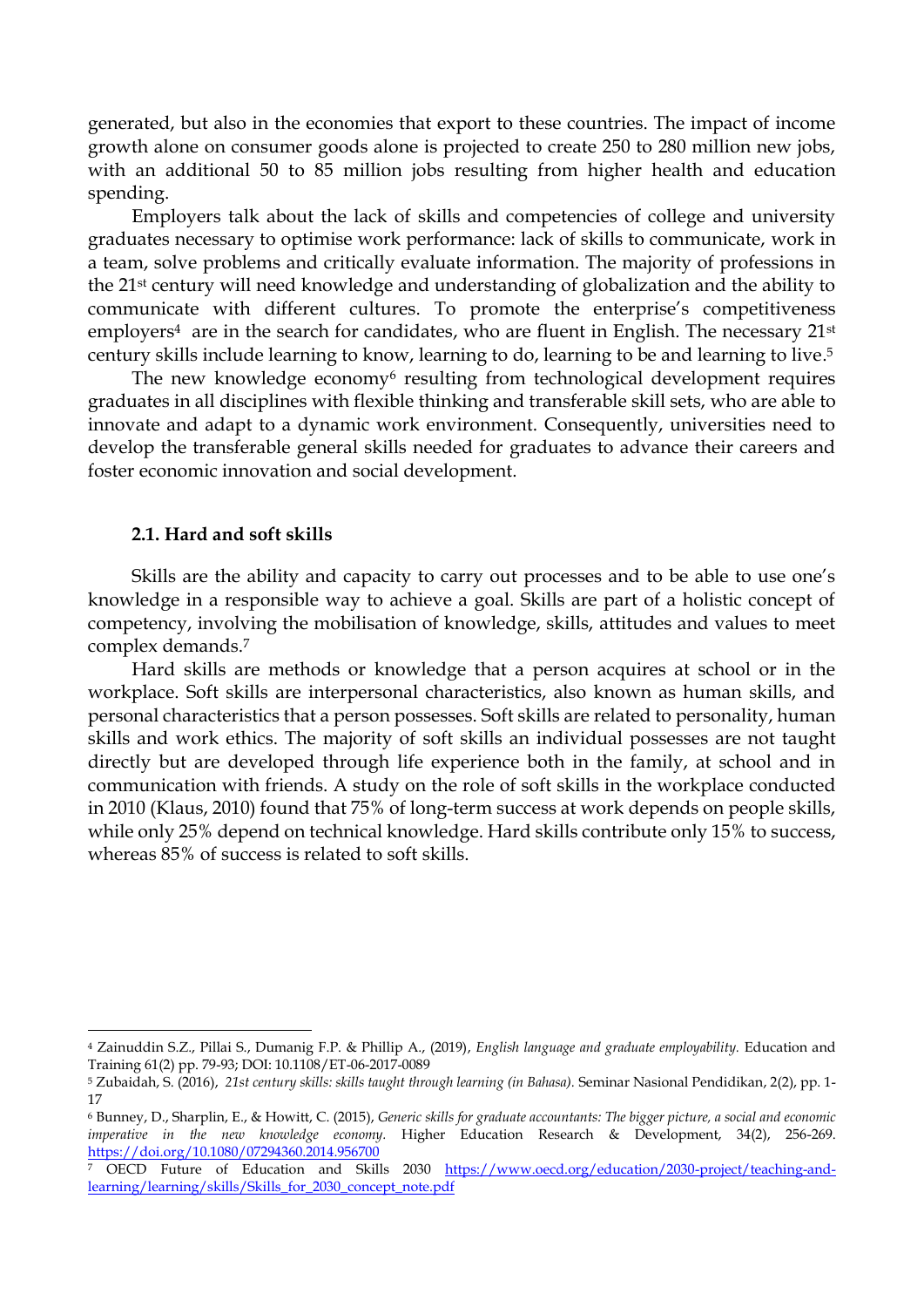generated, but also in the economies that export to these countries. The impact of income growth alone on consumer goods alone is projected to create 250 to 280 million new jobs, with an additional 50 to 85 million jobs resulting from higher health and education spending.

Employers talk about the lack of skills and competencies of college and university graduates necessary to optimise work performance: lack of skills to communicate, work in a team, solve problems and critically evaluate information. The majority of professions in the 21st century will need knowledge and understanding of globalization and the ability to communicate with different cultures. To promote the enterprise's competitiveness employers[4] are in the search for candidates, who are fluent in English. The necessary 21st century skills include learning to know, learning to do, learning to be and learning to live.[5]

The new knowledge economy[6] resulting from technological development requires graduates in all disciplines with flexible thinking and transferable skill sets, who are able to innovate and adapt to a dynamic work environment. Consequently, universities need to develop the transferable general skills needed for graduates to advance their careers and foster economic innovation and social development.

### 2.1. Hard and soft skills

Skills are the ability and capacity to carry out processes and to be able to use one's knowledge in a responsible way to achieve a goal. Skills are part of a holistic concept of competency, involving the mobilisation of knowledge, skills, attitudes and values to meet complex demands.[7]

Hard skills are methods or knowledge that a person acquires at school or in the workplace. Soft skills are interpersonal characteristics, also known as human skills, and personal characteristics that a person possesses. Soft skills are related to personality, human skills and work ethics. The majority of soft skills an individual possesses are not taught directly but are developed through life experience both in the family, at school and in communication with friends. A study on the role of soft skills in the workplace conducted in 2010 (Klaus, 2010) found that 75% of long-term success at work depends on people skills, while only 25% depend on technical knowledge. Hard skills contribute only 15% to success, whereas 85% of success is related to soft skills.

---

[4] Zainuddin S.Z., Pillai S., Dumanig F.P. & Phillip A., (2019), *English language and graduate employability.* Education and Training 61(2) pp. 79-93; DOI: 10.1108/ET-06-2017-0089

[5] Zubaidah, S. (2016), *21st century skills: skills taught through learning (in Bahasa).* Seminar Nasional Pendidikan, 2(2), pp. 1-17

[6] Bunney, D., Sharplin, E., & Howitt, C. (2015), *Generic skills for graduate accountants: The bigger picture, a social and economic imperative in the new knowledge economy.* Higher Education Research & Development, 34(2), 256-269. https://doi.org/10.1080/07294360.2014.956700

[7] OECD Future of Education and Skills 2030 https://www.oecd.org/education/2030-project/teaching-and-learning/learning/skills/Skills_for_2030_concept_note.pdf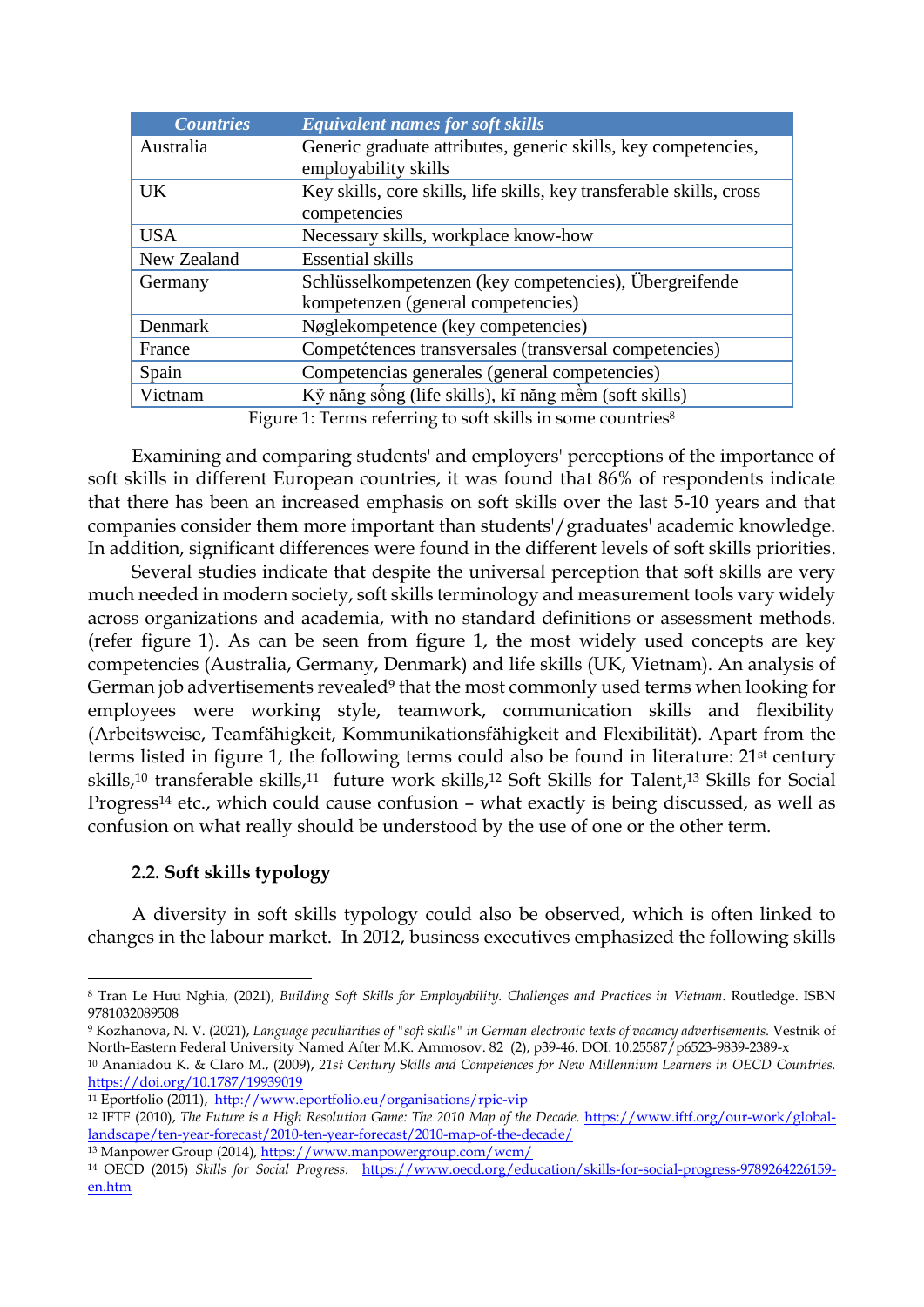| Countries | Equivalent names for soft skills |
| --- | --- |
| Australia | Generic graduate attributes, generic skills, key competencies, employability skills |
| UK | Key skills, core skills, life skills, key transferable skills, cross competencies |
| USA | Necessary skills, workplace know-how |
| New Zealand | Essential skills |
| Germany | Schlüsselkompetenzen (key competencies), Übergreifende kompetenzen (general competencies) |
| Denmark | Nøglekompetence (key competencies) |
| France | Competétences transversales (transversal competencies) |
| Spain | Competencias generales (general competencies) |
| Vietnam | Kỹ năng sống (life skills), kĩ năng mềm (soft skills) |

Figure 1: Terms referring to soft skills in some countries[8]

Examining and comparing students' and employers' perceptions of the importance of soft skills in different European countries, it was found that 86% of respondents indicate that there has been an increased emphasis on soft skills over the last 5-10 years and that companies consider them more important than students'/graduates' academic knowledge. In addition, significant differences were found in the different levels of soft skills priorities.

Several studies indicate that despite the universal perception that soft skills are very much needed in modern society, soft skills terminology and measurement tools vary widely across organizations and academia, with no standard definitions or assessment methods. (refer figure 1). As can be seen from figure 1, the most widely used concepts are key competencies (Australia, Germany, Denmark) and life skills (UK, Vietnam). An analysis of German job advertisements revealed[9] that the most commonly used terms when looking for employees were working style, teamwork, communication skills and flexibility (Arbeitsweise, Teamfähigkeit, Kommunikationsfähigkeit and Flexibilität). Apart from the terms listed in figure 1, the following terms could also be found in literature: 21st century skills,[10] transferable skills,[11] future work skills,[12] Soft Skills for Talent,[13] Skills for Social Progress[14] etc., which could cause confusion – what exactly is being discussed, as well as confusion on what really should be understood by the use of one or the other term.

## 2.2. Soft skills typology

A diversity in soft skills typology could also be observed, which is often linked to changes in the labour market. In 2012, business executives emphasized the following skills

---

[8] Tran Le Huu Nghia, (2021), *Building Soft Skills for Employability. Challenges and Practices in Vietnam*. Routledge. ISBN 9781032089508

[9] Kozhanova, N. V. (2021), *Language peculiarities of "soft skills" in German electronic texts of vacancy advertisements.* Vestnik of North-Eastern Federal University Named After M.K. Ammosov. 82 (2), p39-46. DOI: 10.25587/p6523-9839-2389-x

[10] Ananiadou K. & Claro M., (2009), *21st Century Skills and Competences for New Millennium Learners in OECD Countries.* https://doi.org/10.1787/19939019

[11] Eportfolio (2011), http://www.eportfolio.eu/organisations/rpic-vip

[12] IFTF (2010), *The Future is a High Resolution Game: The 2010 Map of the Decade.* https://www.iftf.org/our-work/global-landscape/ten-year-forecast/2010-ten-year-forecast/2010-map-of-the-decade/

[13] Manpower Group (2014), https://www.manpowergroup.com/wcm/

[14] OECD (2015) *Skills for Social Progress.* https://www.oecd.org/education/skills-for-social-progress-9789264226159-en.htm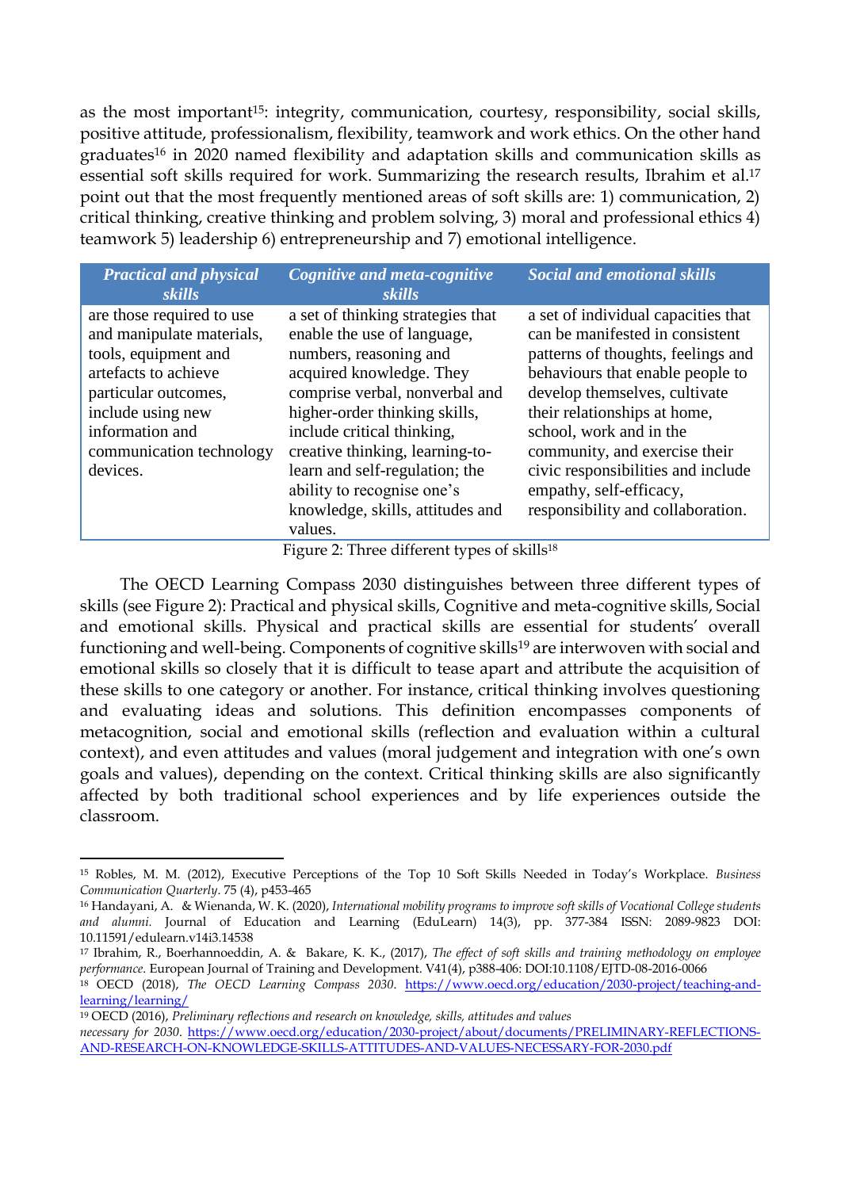as the most important[15]: integrity, communication, courtesy, responsibility, social skills, positive attitude, professionalism, flexibility, teamwork and work ethics. On the other hand graduates[16] in 2020 named flexibility and adaptation skills and communication skills as essential soft skills required for work. Summarizing the research results, Ibrahim et al.[17] point out that the most frequently mentioned areas of soft skills are: 1) communication, 2) critical thinking, creative thinking and problem solving, 3) moral and professional ethics 4) teamwork 5) leadership 6) entrepreneurship and 7) emotional intelligence.

| *Practical and physical skills* | *Cognitive and meta-cognitive skills* | *Social and emotional skills* |
|---|---|---|
| are those required to use and manipulate materials, tools, equipment and artefacts to achieve particular outcomes, include using new information and communication technology devices. | a set of thinking strategies that enable the use of language, numbers, reasoning and acquired knowledge. They comprise verbal, nonverbal and higher-order thinking skills, include critical thinking, creative thinking, learning-to-learn and self-regulation; the ability to recognise one's knowledge, skills, attitudes and values. | a set of individual capacities that can be manifested in consistent patterns of thoughts, feelings and behaviours that enable people to develop themselves, cultivate their relationships at home, school, work and in the community, and exercise their civic responsibilities and include empathy, self-efficacy, responsibility and collaboration. |

Figure 2: Three different types of skills[18]

The OECD Learning Compass 2030 distinguishes between three different types of skills (see Figure 2): Practical and physical skills, Cognitive and meta-cognitive skills, Social and emotional skills. Physical and practical skills are essential for students' overall functioning and well-being. Components of cognitive skills[19] are interwoven with social and emotional skills so closely that it is difficult to tease apart and attribute the acquisition of these skills to one category or another. For instance, critical thinking involves questioning and evaluating ideas and solutions. This definition encompasses components of metacognition, social and emotional skills (reflection and evaluation within a cultural context), and even attitudes and values (moral judgement and integration with one's own goals and values), depending on the context. Critical thinking skills are also significantly affected by both traditional school experiences and by life experiences outside the classroom.

---

[15] Robles, M. M. (2012), Executive Perceptions of the Top 10 Soft Skills Needed in Today's Workplace. *Business Communication Quarterly*. 75 (4), p453-465

[16] Handayani, A. & Wienanda, W. K. (2020), *International mobility programs to improve soft skills of Vocational College students and alumni.* Journal of Education and Learning (EduLearn) 14(3), pp. 377-384 ISSN: 2089-9823 DOI: 10.11591/edulearn.v14i3.14538

[17] Ibrahim, R., Boerhannoeddin, A. & Bakare, K. K., (2017), *The effect of soft skills and training methodology on employee performance*. European Journal of Training and Development. V41(4), p388-406: DOI:10.1108/EJTD-08-2016-0066

[18] OECD (2018), *The OECD Learning Compass 2030.* https://www.oecd.org/education/2030-project/teaching-and-learning/learning/

[19] OECD (2016), *Preliminary reflections and research on knowledge, skills, attitudes and values necessary for 2030.* https://www.oecd.org/education/2030-project/about/documents/PRELIMINARY-REFLECTIONS-AND-RESEARCH-ON-KNOWLEDGE-SKILLS-ATTITUDES-AND-VALUES-NECESSARY-FOR-2030.pdf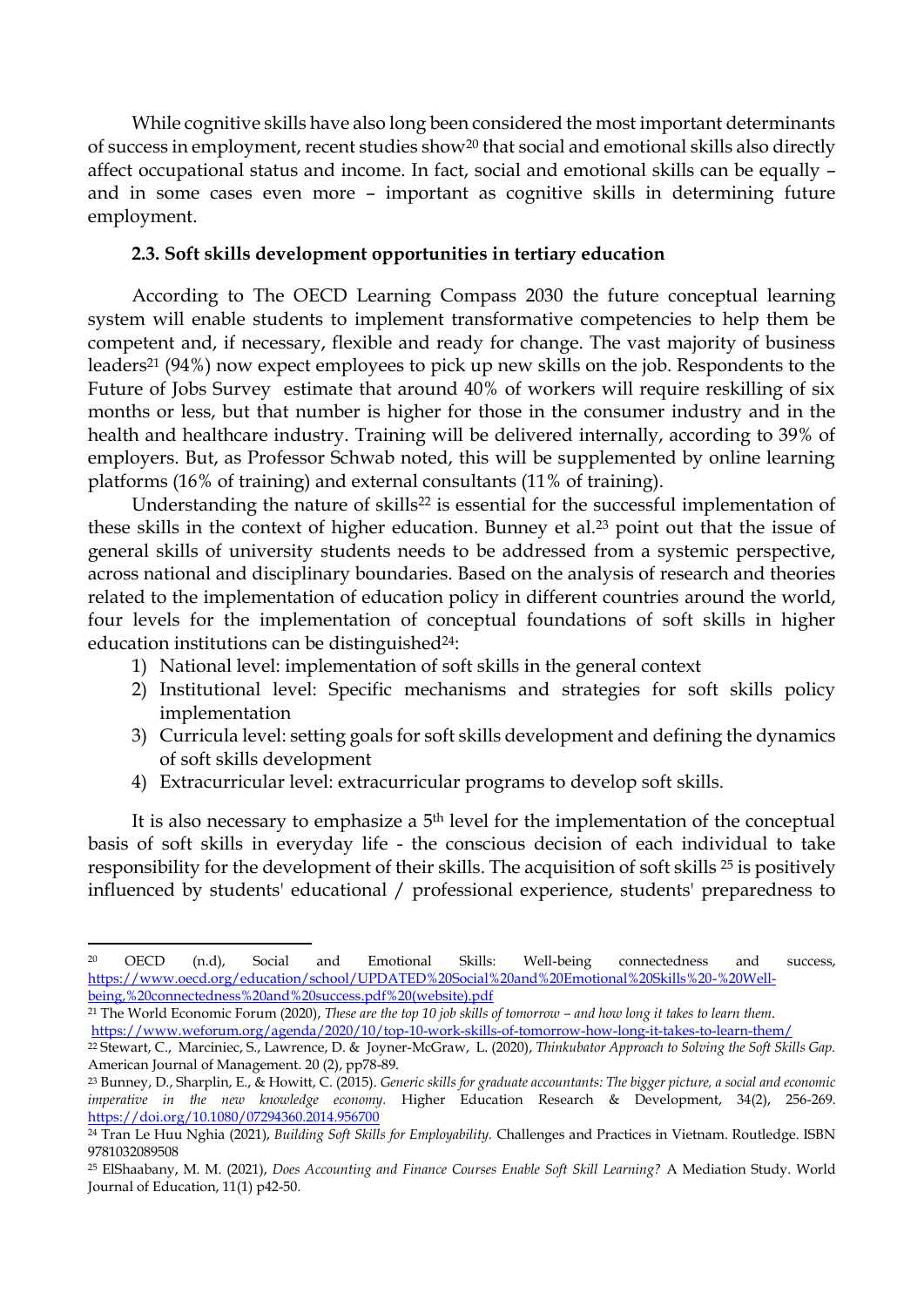While cognitive skills have also long been considered the most important determinants of success in employment, recent studies show[20] that social and emotional skills also directly affect occupational status and income. In fact, social and emotional skills can be equally – and in some cases even more – important as cognitive skills in determining future employment.

### 2.3. Soft skills development opportunities in tertiary education

According to The OECD Learning Compass 2030 the future conceptual learning system will enable students to implement transformative competencies to help them be competent and, if necessary, flexible and ready for change. The vast majority of business leaders[21] (94%) now expect employees to pick up new skills on the job. Respondents to the Future of Jobs Survey estimate that around 40% of workers will require reskilling of six months or less, but that number is higher for those in the consumer industry and in the health and healthcare industry. Training will be delivered internally, according to 39% of employers. But, as Professor Schwab noted, this will be supplemented by online learning platforms (16% of training) and external consultants (11% of training).

Understanding the nature of skills[22] is essential for the successful implementation of these skills in the context of higher education. Bunney et al.[23] point out that the issue of general skills of university students needs to be addressed from a systemic perspective, across national and disciplinary boundaries. Based on the analysis of research and theories related to the implementation of education policy in different countries around the world, four levels for the implementation of conceptual foundations of soft skills in higher education institutions can be distinguished[24]:

1) National level: implementation of soft skills in the general context
2) Institutional level: Specific mechanisms and strategies for soft skills policy implementation
3) Curricula level: setting goals for soft skills development and defining the dynamics of soft skills development
4) Extracurricular level: extracurricular programs to develop soft skills.

It is also necessary to emphasize a 5th level for the implementation of the conceptual basis of soft skills in everyday life - the conscious decision of each individual to take responsibility for the development of their skills. The acquisition of soft skills [25] is positively influenced by students' educational / professional experience, students' preparedness to

---

[20] OECD (n.d), Social and Emotional Skills: Well-being connectedness and success, https://www.oecd.org/education/school/UPDATED%20Social%20and%20Emotional%20Skills%20-%20Well-being,%20connectedness%20and%20success.pdf%20(website).pdf

[21] The World Economic Forum (2020), *These are the top 10 job skills of tomorrow – and how long it takes to learn them.* https://www.weforum.org/agenda/2020/10/top-10-work-skills-of-tomorrow-how-long-it-takes-to-learn-them/

[22] Stewart, C., Marciniec, S., Lawrence, D. & Joyner-McGraw, L. (2020), *Thinkubator Approach to Solving the Soft Skills Gap.* American Journal of Management. 20 (2), pp78-89.

[23] Bunney, D., Sharplin, E., & Howitt, C. (2015). *Generic skills for graduate accountants: The bigger picture, a social and economic imperative in the new knowledge economy.* Higher Education Research & Development, 34(2), 256-269. https://doi.org/10.1080/07294360.2014.956700

[24] Tran Le Huu Nghia (2021), *Building Soft Skills for Employability.* Challenges and Practices in Vietnam. Routledge. ISBN 9781032089508

[25] ElShaabany, M. M. (2021), *Does Accounting and Finance Courses Enable Soft Skill Learning?* A Mediation Study. World Journal of Education, 11(1) p42-50.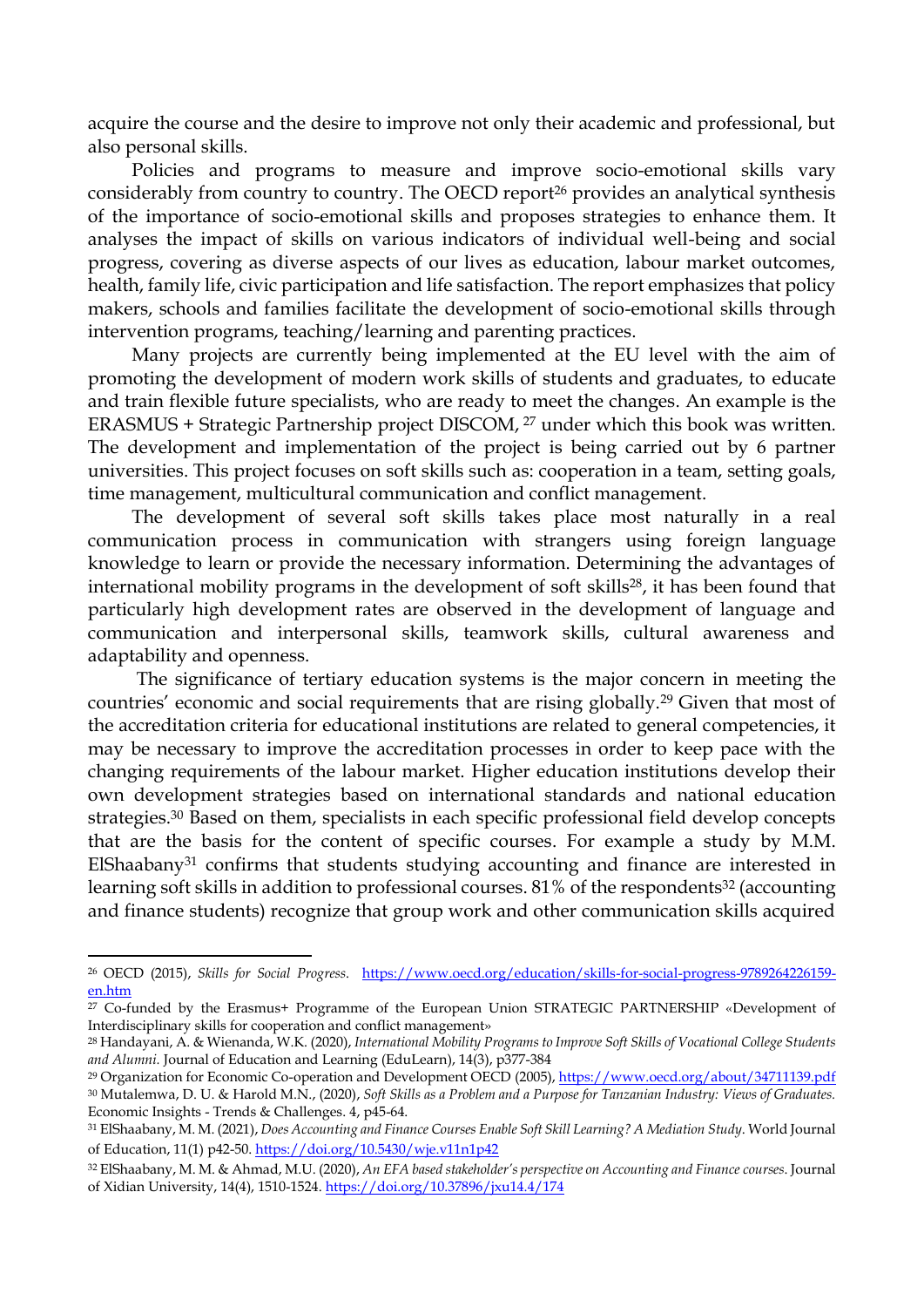acquire the course and the desire to improve not only their academic and professional, but also personal skills.

Policies and programs to measure and improve socio-emotional skills vary considerably from country to country. The OECD report[26] provides an analytical synthesis of the importance of socio-emotional skills and proposes strategies to enhance them. It analyses the impact of skills on various indicators of individual well-being and social progress, covering as diverse aspects of our lives as education, labour market outcomes, health, family life, civic participation and life satisfaction. The report emphasizes that policy makers, schools and families facilitate the development of socio-emotional skills through intervention programs, teaching/learning and parenting practices.

Many projects are currently being implemented at the EU level with the aim of promoting the development of modern work skills of students and graduates, to educate and train flexible future specialists, who are ready to meet the changes. An example is the ERASMUS + Strategic Partnership project DISCOM, [27] under which this book was written. The development and implementation of the project is being carried out by 6 partner universities. This project focuses on soft skills such as: cooperation in a team, setting goals, time management, multicultural communication and conflict management.

The development of several soft skills takes place most naturally in a real communication process in communication with strangers using foreign language knowledge to learn or provide the necessary information. Determining the advantages of international mobility programs in the development of soft skills[28], it has been found that particularly high development rates are observed in the development of language and communication and interpersonal skills, teamwork skills, cultural awareness and adaptability and openness.

The significance of tertiary education systems is the major concern in meeting the countries' economic and social requirements that are rising globally.[29] Given that most of the accreditation criteria for educational institutions are related to general competencies, it may be necessary to improve the accreditation processes in order to keep pace with the changing requirements of the labour market. Higher education institutions develop their own development strategies based on international standards and national education strategies.[30] Based on them, specialists in each specific professional field develop concepts that are the basis for the content of specific courses. For example a study by M.M. ElShaabany[31] confirms that students studying accounting and finance are interested in learning soft skills in addition to professional courses. 81% of the respondents[32] (accounting and finance students) recognize that group work and other communication skills acquired

---

[26] OECD (2015), *Skills for Social Progress*. https://www.oecd.org/education/skills-for-social-progress-9789264226159-en.htm

[27] Co-funded by the Erasmus+ Programme of the European Union STRATEGIC PARTNERSHIP «Development of Interdisciplinary skills for cooperation and conflict management»

[28] Handayani, A. & Wienanda, W.K. (2020), *International Mobility Programs to Improve Soft Skills of Vocational College Students and Alumni.* Journal of Education and Learning (EduLearn), 14(3), p377-384

[29] Organization for Economic Co-operation and Development OECD (2005), https://www.oecd.org/about/34711139.pdf

[30] Mutalemwa, D. U. & Harold M.N., (2020), *Soft Skills as a Problem and a Purpose for Tanzanian Industry: Views of Graduates.* Economic Insights - Trends & Challenges. 4, p45-64.

[31] ElShaabany, M. M. (2021), *Does Accounting and Finance Courses Enable Soft Skill Learning? A Mediation Study.* World Journal of Education, 11(1) p42-50. https://doi.org/10.5430/wje.v11n1p42

[32] ElShaabany, M. M. & Ahmad, M.U. (2020), *An EFA based stakeholder's perspective on Accounting and Finance courses.* Journal of Xidian University, 14(4), 1510-1524. https://doi.org/10.37896/jxu14.4/174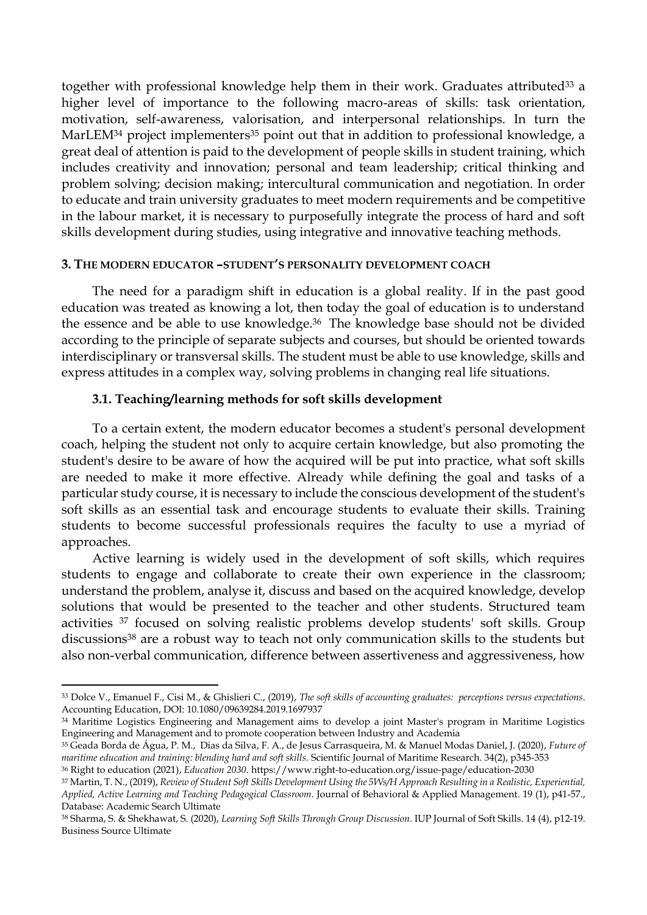together with professional knowledge help them in their work. Graduates attributed[33] a higher level of importance to the following macro-areas of skills: task orientation, motivation, self-awareness, valorisation, and interpersonal relationships. In turn the MarLEM[34] project implementers[35] point out that in addition to professional knowledge, a great deal of attention is paid to the development of people skills in student training, which includes creativity and innovation; personal and team leadership; critical thinking and problem solving; decision making; intercultural communication and negotiation. In order to educate and train university graduates to meet modern requirements and be competitive in the labour market, it is necessary to purposefully integrate the process of hard and soft skills development during studies, using integrative and innovative teaching methods.

## 3. THE MODERN EDUCATOR –STUDENT'S PERSONALITY DEVELOPMENT COACH

The need for a paradigm shift in education is a global reality. If in the past good education was treated as knowing a lot, then today the goal of education is to understand the essence and be able to use knowledge.[36] The knowledge base should not be divided according to the principle of separate subjects and courses, but should be oriented towards interdisciplinary or transversal skills. The student must be able to use knowledge, skills and express attitudes in a complex way, solving problems in changing real life situations.

### 3.1. Teaching/learning methods for soft skills development

To a certain extent, the modern educator becomes a student's personal development coach, helping the student not only to acquire certain knowledge, but also promoting the student's desire to be aware of how the acquired will be put into practice, what soft skills are needed to make it more effective. Already while defining the goal and tasks of a particular study course, it is necessary to include the conscious development of the student's soft skills as an essential task and encourage students to evaluate their skills. Training students to become successful professionals requires the faculty to use a myriad of approaches.

Active learning is widely used in the development of soft skills, which requires students to engage and collaborate to create their own experience in the classroom; understand the problem, analyse it, discuss and based on the acquired knowledge, develop solutions that would be presented to the teacher and other students. Structured team activities [37] focused on solving realistic problems develop students' soft skills. Group discussions[38] are a robust way to teach not only communication skills to the students but also non-verbal communication, difference between assertiveness and aggressiveness, how

---

[33] Dolce V., Emanuel F., Cisi M., & Ghislieri C., (2019), *The soft skills of accounting graduates: perceptions versus expectations*. Accounting Education, DOI: 10.1080/09639284.2019.1697937

[34] Maritime Logistics Engineering and Management aims to develop a joint Master's program in Maritime Logistics Engineering and Management and to promote cooperation between Industry and Academia

[35] Geada Borda de Água, P. M., Dias da Silva, F. A., de Jesus Carrasqueira, M. & Manuel Modas Daniel, J. (2020), *Future of maritime education and training: blending hard and soft skills.* Scientific Journal of Maritime Research. 34(2), p345-353

[36] Right to education (2021), *Education 2030*. https://www.right-to-education.org/issue-page/education-2030

[37] Martin, T. N., (2019), *Review of Student Soft Skills Development Using the 5Ws/H Approach Resulting in a Realistic, Experiential, Applied, Active Learning and Teaching Pedagogical Classroom*. Journal of Behavioral & Applied Management. 19 (1), p41-57., Database: Academic Search Ultimate

[38] Sharma, S. & Shekhawat, S. (2020), *Learning Soft Skills Through Group Discussion*. IUP Journal of Soft Skills. 14 (4), p12-19. Business Source Ultimate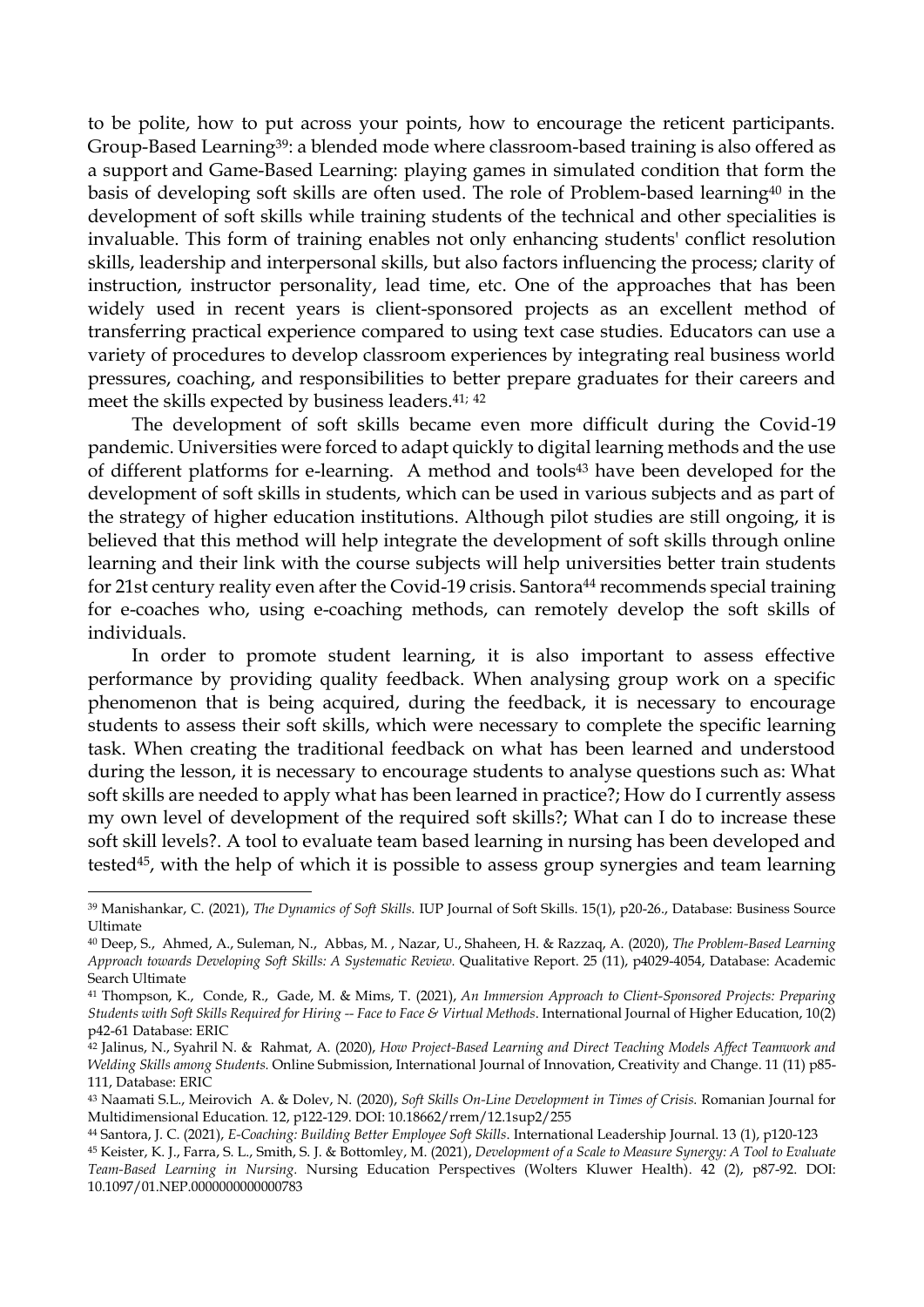to be polite, how to put across your points, how to encourage the reticent participants. Group-Based Learning[39]: a blended mode where classroom-based training is also offered as a support and Game-Based Learning: playing games in simulated condition that form the basis of developing soft skills are often used. The role of Problem-based learning[40] in the development of soft skills while training students of the technical and other specialities is invaluable. This form of training enables not only enhancing students' conflict resolution skills, leadership and interpersonal skills, but also factors influencing the process; clarity of instruction, instructor personality, lead time, etc. One of the approaches that has been widely used in recent years is client-sponsored projects as an excellent method of transferring practical experience compared to using text case studies. Educators can use a variety of procedures to develop classroom experiences by integrating real business world pressures, coaching, and responsibilities to better prepare graduates for their careers and meet the skills expected by business leaders.[41; 42]

The development of soft skills became even more difficult during the Covid-19 pandemic. Universities were forced to adapt quickly to digital learning methods and the use of different platforms for e-learning. A method and tools[43] have been developed for the development of soft skills in students, which can be used in various subjects and as part of the strategy of higher education institutions. Although pilot studies are still ongoing, it is believed that this method will help integrate the development of soft skills through online learning and their link with the course subjects will help universities better train students for 21st century reality even after the Covid-19 crisis. Santora[44] recommends special training for e-coaches who, using e-coaching methods, can remotely develop the soft skills of individuals.

In order to promote student learning, it is also important to assess effective performance by providing quality feedback. When analysing group work on a specific phenomenon that is being acquired, during the feedback, it is necessary to encourage students to assess their soft skills, which were necessary to complete the specific learning task. When creating the traditional feedback on what has been learned and understood during the lesson, it is necessary to encourage students to analyse questions such as: What soft skills are needed to apply what has been learned in practice?; How do I currently assess my own level of development of the required soft skills?; What can I do to increase these soft skill levels?. A tool to evaluate team based learning in nursing has been developed and tested[45], with the help of which it is possible to assess group synergies and team learning

---

[39] Manishankar, C. (2021), *The Dynamics of Soft Skills.* IUP Journal of Soft Skills. 15(1), p20-26., Database: Business Source Ultimate

[40] Deep, S., Ahmed, A., Suleman, N., Abbas, M. , Nazar, U., Shaheen, H. & Razzaq, A. (2020), *The Problem-Based Learning Approach towards Developing Soft Skills: A Systematic Review.* Qualitative Report. 25 (11), p4029-4054, Database: Academic Search Ultimate

[41] Thompson, K., Conde, R., Gade, M. & Mims, T. (2021), *An Immersion Approach to Client-Sponsored Projects: Preparing Students with Soft Skills Required for Hiring -- Face to Face & Virtual Methods.* International Journal of Higher Education, 10(2) p42-61 Database: ERIC

[42] Jalinus, N., Syahril N. & Rahmat, A. (2020), *How Project-Based Learning and Direct Teaching Models Affect Teamwork and Welding Skills among Students.* Online Submission, International Journal of Innovation, Creativity and Change. 11 (11) p85-111, Database: ERIC

[43] Naamati S.L., Meirovich A. & Dolev, N. (2020), *Soft Skills On-Line Development in Times of Crisis.* Romanian Journal for Multidimensional Education. 12, p122-129. DOI: 10.18662/rrem/12.1sup2/255

[44] Santora, J. C. (2021), *E-Coaching: Building Better Employee Soft Skills.* International Leadership Journal. 13 (1), p120-123

[45] Keister, K. J., Farra, S. L., Smith, S. J. & Bottomley, M. (2021), *Development of a Scale to Measure Synergy: A Tool to Evaluate Team-Based Learning in Nursing.* Nursing Education Perspectives (Wolters Kluwer Health). 42 (2), p87-92. DOI: 10.1097/01.NEP.0000000000000783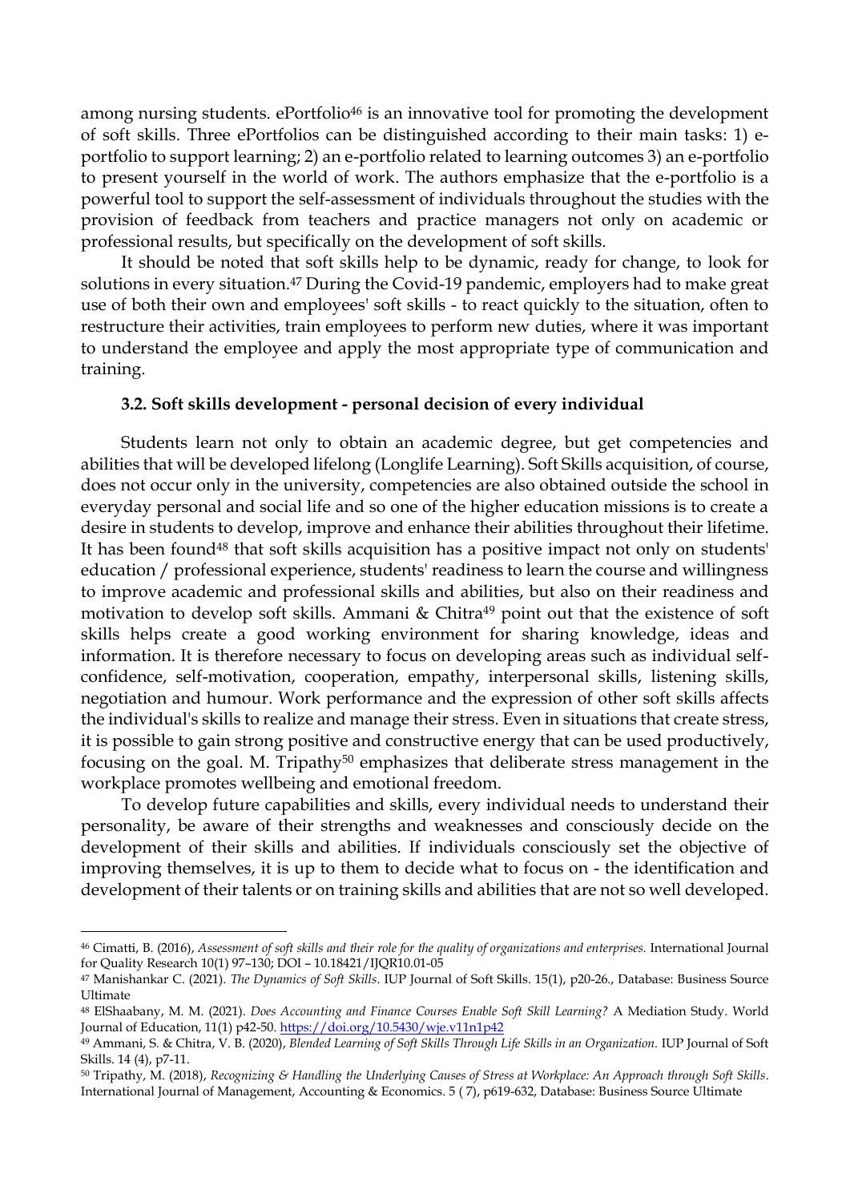among nursing students. ePortfolio[46] is an innovative tool for promoting the development of soft skills. Three ePortfolios can be distinguished according to their main tasks: 1) e-portfolio to support learning; 2) an e-portfolio related to learning outcomes 3) an e-portfolio to present yourself in the world of work. The authors emphasize that the e-portfolio is a powerful tool to support the self-assessment of individuals throughout the studies with the provision of feedback from teachers and practice managers not only on academic or professional results, but specifically on the development of soft skills.

It should be noted that soft skills help to be dynamic, ready for change, to look for solutions in every situation.[47] During the Covid-19 pandemic, employers had to make great use of both their own and employees' soft skills - to react quickly to the situation, often to restructure their activities, train employees to perform new duties, where it was important to understand the employee and apply the most appropriate type of communication and training.

### 3.2. Soft skills development - personal decision of every individual

Students learn not only to obtain an academic degree, but get competencies and abilities that will be developed lifelong (Longlife Learning). Soft Skills acquisition, of course, does not occur only in the university, competencies are also obtained outside the school in everyday personal and social life and so one of the higher education missions is to create a desire in students to develop, improve and enhance their abilities throughout their lifetime. It has been found[48] that soft skills acquisition has a positive impact not only on students' education / professional experience, students' readiness to learn the course and willingness to improve academic and professional skills and abilities, but also on their readiness and motivation to develop soft skills. Ammani & Chitra[49] point out that the existence of soft skills helps create a good working environment for sharing knowledge, ideas and information. It is therefore necessary to focus on developing areas such as individual self-confidence, self-motivation, cooperation, empathy, interpersonal skills, listening skills, negotiation and humour. Work performance and the expression of other soft skills affects the individual's skills to realize and manage their stress. Even in situations that create stress, it is possible to gain strong positive and constructive energy that can be used productively, focusing on the goal. M. Tripathy[50] emphasizes that deliberate stress management in the workplace promotes wellbeing and emotional freedom.

To develop future capabilities and skills, every individual needs to understand their personality, be aware of their strengths and weaknesses and consciously decide on the development of their skills and abilities. If individuals consciously set the objective of improving themselves, it is up to them to decide what to focus on - the identification and development of their talents or on training skills and abilities that are not so well developed.

---

[46] Cimatti, B. (2016), *Assessment of soft skills and their role for the quality of organizations and enterprises.* International Journal for Quality Research 10(1) 97–130; DOI – 10.18421/IJQR10.01-05

[47] Manishankar C. (2021). *The Dynamics of Soft Skills*. IUP Journal of Soft Skills. 15(1), p20-26., Database: Business Source Ultimate

[48] ElShaabany, M. M. (2021). *Does Accounting and Finance Courses Enable Soft Skill Learning?* A Mediation Study. World Journal of Education, 11(1) p42-50. https://doi.org/10.5430/wje.v11n1p42

[49] Ammani, S. & Chitra, V. B. (2020), *Blended Learning of Soft Skills Through Life Skills in an Organization.* IUP Journal of Soft Skills. 14 (4), p7-11.

[50] Tripathy, M. (2018), *Recognizing & Handling the Underlying Causes of Stress at Workplace: An Approach through Soft Skills*. International Journal of Management, Accounting & Economics. 5 ( 7), p619-632, Database: Business Source Ultimate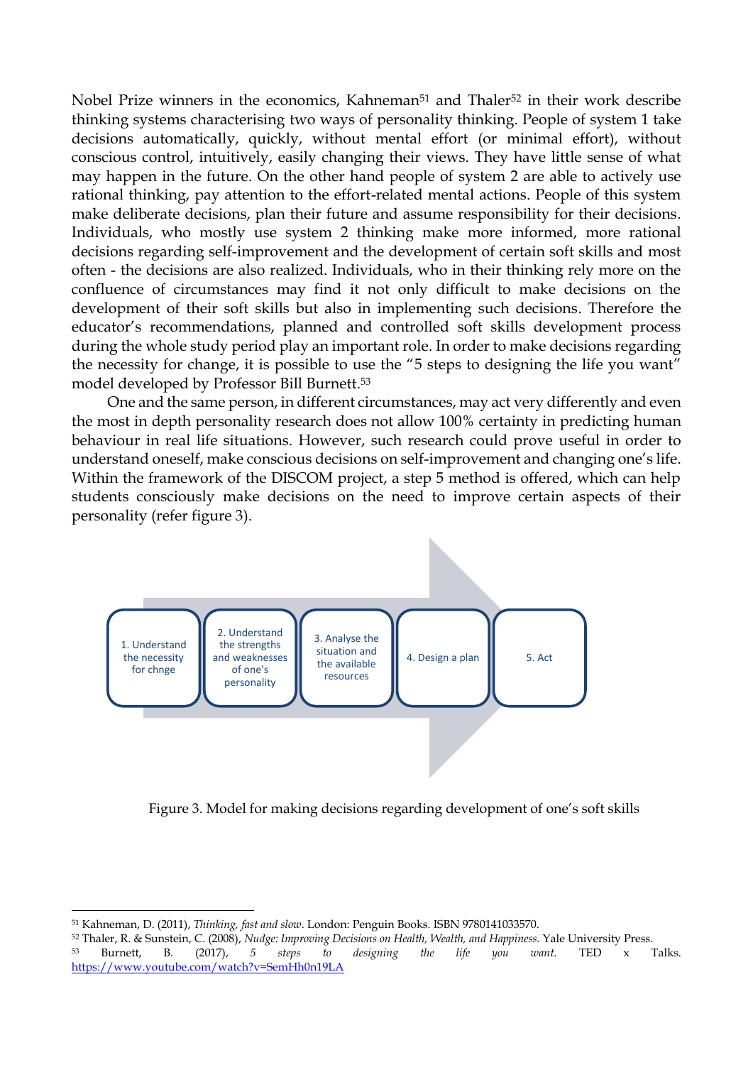Nobel Prize winners in the economics, Kahneman[51] and Thaler[52] in their work describe thinking systems characterising two ways of personality thinking. People of system 1 take decisions automatically, quickly, without mental effort (or minimal effort), without conscious control, intuitively, easily changing their views. They have little sense of what may happen in the future. On the other hand people of system 2 are able to actively use rational thinking, pay attention to the effort-related mental actions. People of this system make deliberate decisions, plan their future and assume responsibility for their decisions. Individuals, who mostly use system 2 thinking make more informed, more rational decisions regarding self-improvement and the development of certain soft skills and most often - the decisions are also realized. Individuals, who in their thinking rely more on the confluence of circumstances may find it not only difficult to make decisions on the development of their soft skills but also in implementing such decisions. Therefore the educator's recommendations, planned and controlled soft skills development process during the whole study period play an important role. In order to make decisions regarding the necessity for change, it is possible to use the "5 steps to designing the life you want" model developed by Professor Bill Burnett.[53]

One and the same person, in different circumstances, may act very differently and even the most in depth personality research does not allow 100% certainty in predicting human behaviour in real life situations. However, such research could prove useful in order to understand oneself, make conscious decisions on self-improvement and changing one's life. Within the framework of the DISCOM project, a step 5 method is offered, which can help students consciously make decisions on the need to improve certain aspects of their personality (refer figure 3).

1. Understand the necessity for chnge → 2. Understand the strengths and weaknesses of one's personality → 3. Analyse the situation and the available resources → 4. Design a plan → 5. Act

Figure 3. Model for making decisions regarding development of one's soft skills

---

[51] Kahneman, D. (2011), *Thinking, fast and slow*. London: Penguin Books. ISBN 9780141033570.

[52] Thaler, R. & Sunstein, C. (2008), *Nudge: Improving Decisions on Health, Wealth, and Happiness.* Yale University Press.

[53] Burnett, B. (2017), *5 steps to designing the life you want.* TED x Talks. https://www.youtube.com/watch?v=SemHh0n19LA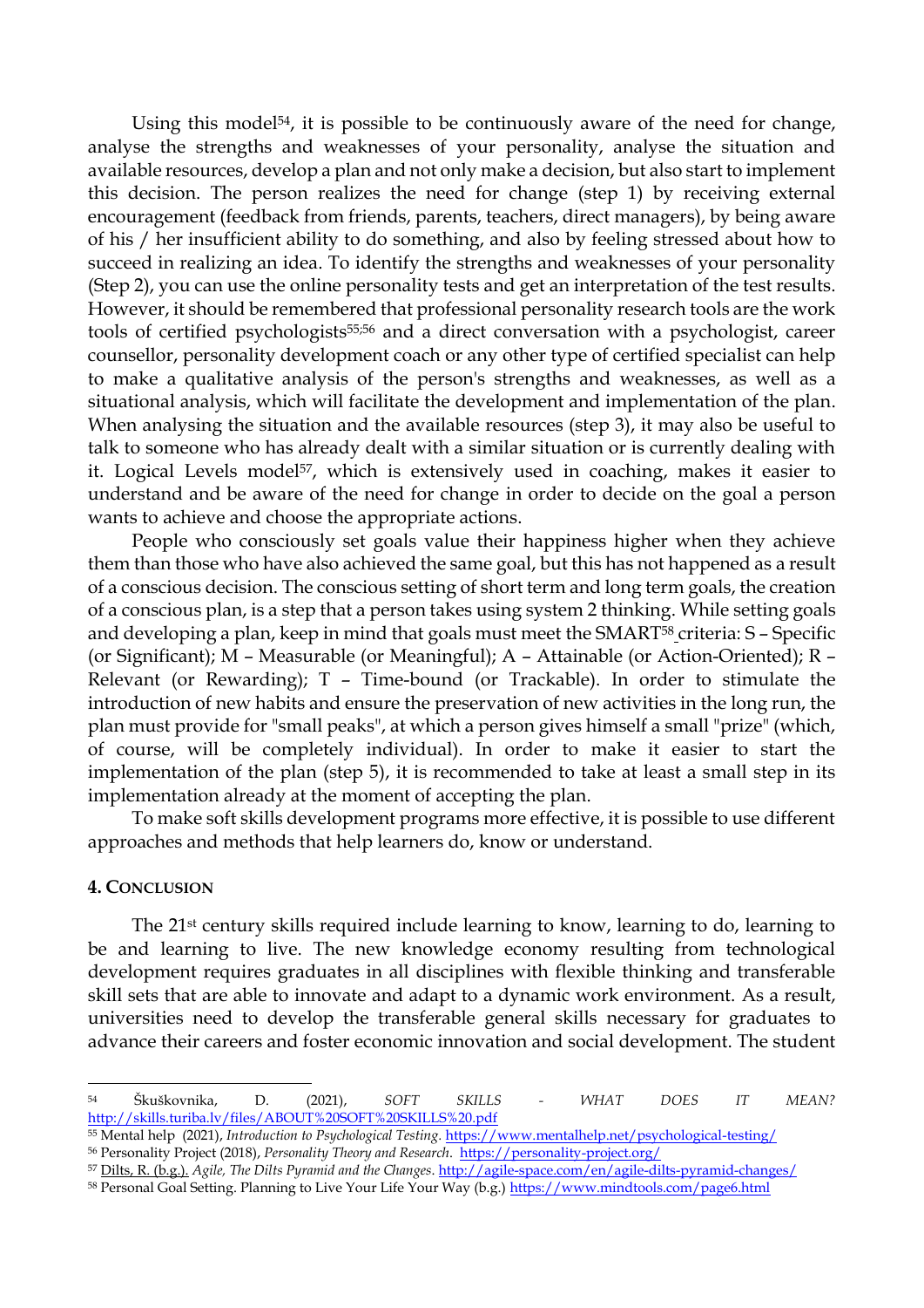Using this model[54], it is possible to be continuously aware of the need for change, analyse the strengths and weaknesses of your personality, analyse the situation and available resources, develop a plan and not only make a decision, but also start to implement this decision. The person realizes the need for change (step 1) by receiving external encouragement (feedback from friends, parents, teachers, direct managers), by being aware of his / her insufficient ability to do something, and also by feeling stressed about how to succeed in realizing an idea. To identify the strengths and weaknesses of your personality (Step 2), you can use the online personality tests and get an interpretation of the test results. However, it should be remembered that professional personality research tools are the work tools of certified psychologists[55;56] and a direct conversation with a psychologist, career counsellor, personality development coach or any other type of certified specialist can help to make a qualitative analysis of the person's strengths and weaknesses, as well as a situational analysis, which will facilitate the development and implementation of the plan. When analysing the situation and the available resources (step 3), it may also be useful to talk to someone who has already dealt with a similar situation or is currently dealing with it. Logical Levels model[57], which is extensively used in coaching, makes it easier to understand and be aware of the need for change in order to decide on the goal a person wants to achieve and choose the appropriate actions.

People who consciously set goals value their happiness higher when they achieve them than those who have also achieved the same goal, but this has not happened as a result of a conscious decision. The conscious setting of short term and long term goals, the creation of a conscious plan, is a step that a person takes using system 2 thinking. While setting goals and developing a plan, keep in mind that goals must meet the SMART[58] criteria: S – Specific (or Significant); M – Measurable (or Meaningful); A – Attainable (or Action-Oriented); R – Relevant (or Rewarding); T – Time-bound (or Trackable). In order to stimulate the introduction of new habits and ensure the preservation of new activities in the long run, the plan must provide for "small peaks", at which a person gives himself a small "prize" (which, of course, will be completely individual). In order to make it easier to start the implementation of the plan (step 5), it is recommended to take at least a small step in its implementation already at the moment of accepting the plan.

To make soft skills development programs more effective, it is possible to use different approaches and methods that help learners do, know or understand.

## 4. Conclusion

The 21st century skills required include learning to know, learning to do, learning to be and learning to live. The new knowledge economy resulting from technological development requires graduates in all disciplines with flexible thinking and transferable skill sets that are able to innovate and adapt to a dynamic work environment. As a result, universities need to develop the transferable general skills necessary for graduates to advance their careers and foster economic innovation and social development. The student

---

[54] Škuškovnika, D. (2021), *SOFT SKILLS - WHAT DOES IT MEAN?* http://skills.turiba.lv/files/ABOUT%20SOFT%20SKILLS%20.pdf

[55] Mental help (2021), *Introduction to Psychological Testing.* https://www.mentalhelp.net/psychological-testing/

[56] Personality Project (2018), *Personality Theory and Research.* https://personality-project.org/

[57] Dilts, R. (b.g.). *Agile, The Dilts Pyramid and the Changes.* http://agile-space.com/en/agile-dilts-pyramid-changes/

[58] Personal Goal Setting. Planning to Live Your Life Your Way (b.g.) https://www.mindtools.com/page6.html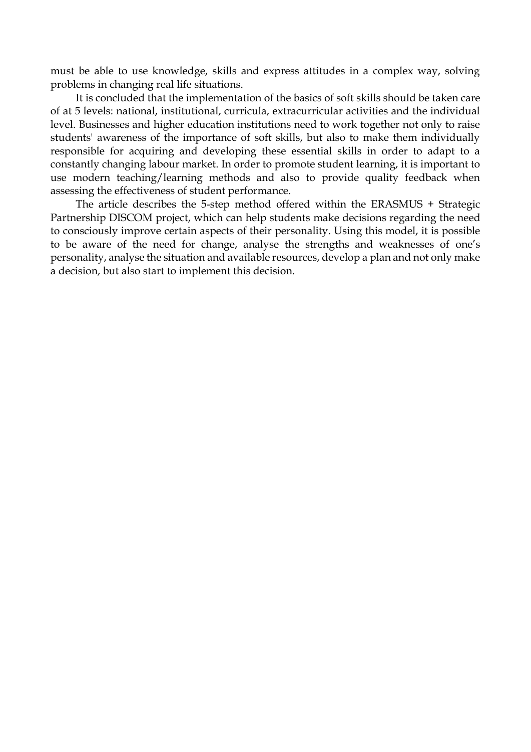must be able to use knowledge, skills and express attitudes in a complex way, solving problems in changing real life situations.

It is concluded that the implementation of the basics of soft skills should be taken care of at 5 levels: national, institutional, curricula, extracurricular activities and the individual level. Businesses and higher education institutions need to work together not only to raise students' awareness of the importance of soft skills, but also to make them individually responsible for acquiring and developing these essential skills in order to adapt to a constantly changing labour market. In order to promote student learning, it is important to use modern teaching/learning methods and also to provide quality feedback when assessing the effectiveness of student performance.

The article describes the 5-step method offered within the ERASMUS + Strategic Partnership DISCOM project, which can help students make decisions regarding the need to consciously improve certain aspects of their personality. Using this model, it is possible to be aware of the need for change, analyse the strengths and weaknesses of one's personality, analyse the situation and available resources, develop a plan and not only make a decision, but also start to implement this decision.